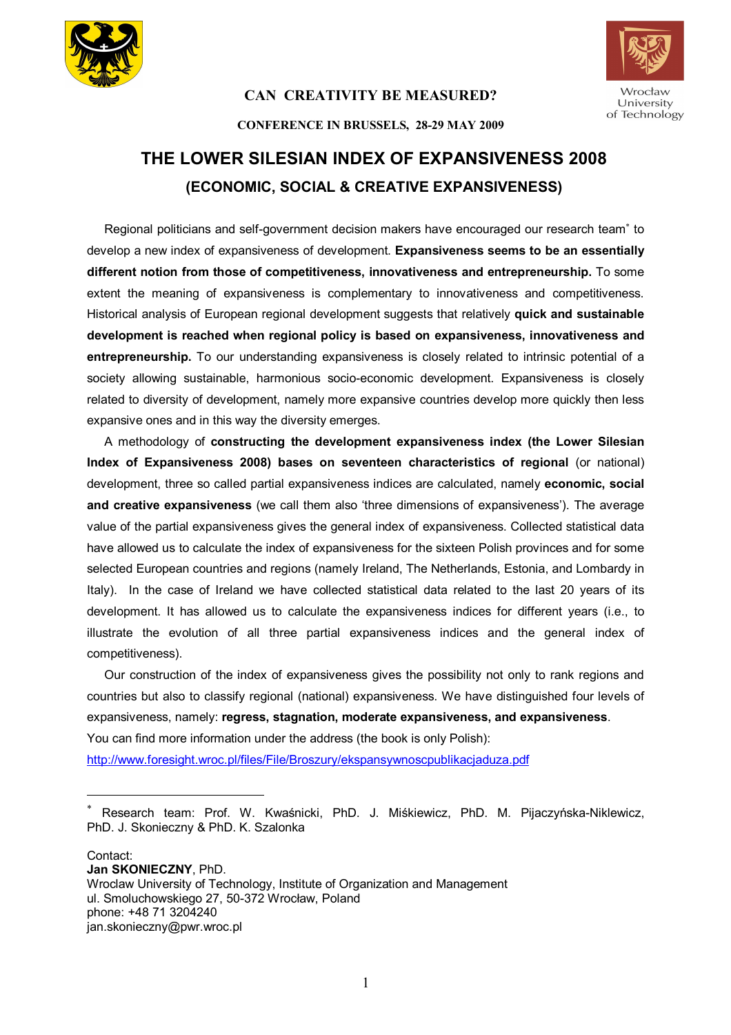**CAN CREATIVITY BE MEASURED?**

**CONFERENCE IN BRUSSELS, 28-29 MAY 2009**

Wrocław University of Technology

# THE LOWER SILESIAN INDEX OF EXPANSIVENESS 2008

## (ECONOMIC, SOCIAL & CREATIVE EXPANSIVENESS)

Regional politicians and self-government decision makers have encouraged our research team* to develop a new index of expansiveness of development. **Expansiveness seems to be an essentially different notion from those of competitiveness, innovativeness and entrepreneurship.** To some extent the meaning of expansiveness is complementary to innovativeness and competitiveness. Historical analysis of European regional development suggests that relatively **quick and sustainable development is reached when regional policy is based on expansiveness, innovativeness and entrepreneurship.** To our understanding expansiveness is closely related to intrinsic potential of a society allowing sustainable, harmonious socio-economic development. Expansiveness is closely related to diversity of development, namely more expansive countries develop more quickly then less expansive ones and in this way the diversity emerges.

A methodology of **constructing the development expansiveness index (the Lower Silesian Index of Expansiveness 2008) bases on seventeen characteristics of regional** (or national) development, three so called partial expansiveness indices are calculated, namely **economic, social and creative expansiveness** (we call them also 'three dimensions of expansiveness'). The average value of the partial expansiveness gives the general index of expansiveness. Collected statistical data have allowed us to calculate the index of expansiveness for the sixteen Polish provinces and for some selected European countries and regions (namely Ireland, The Netherlands, Estonia, and Lombardy in Italy). In the case of Ireland we have collected statistical data related to the last 20 years of its development. It has allowed us to calculate the expansiveness indices for different years (i.e., to illustrate the evolution of all three partial expansiveness indices and the general index of competitiveness).

Our construction of the index of expansiveness gives the possibility not only to rank regions and countries but also to classify regional (national) expansiveness. We have distinguished four levels of expansiveness, namely: **regress, stagnation, moderate expansiveness, and expansiveness**.

You can find more information under the address (the book is only Polish):

http://www.foresight.wroc.pl/files/File/Broszury/ekspansywnoscpublikacjaduza.pdf

---

* Research team: Prof. W. Kwaśnicki, PhD. J. Miśkiewicz, PhD. M. Pijaczyńska-Niklewicz, PhD. J. Skonieczny & PhD. K. Szalonka

Contact:
**Jan SKONIECZNY**, PhD.
Wroclaw University of Technology, Institute of Organization and Management
ul. Smoluchowskiego 27, 50-372 Wrocław, Poland
phone: +48 71 3204240
jan.skonieczny@pwr.wroc.pl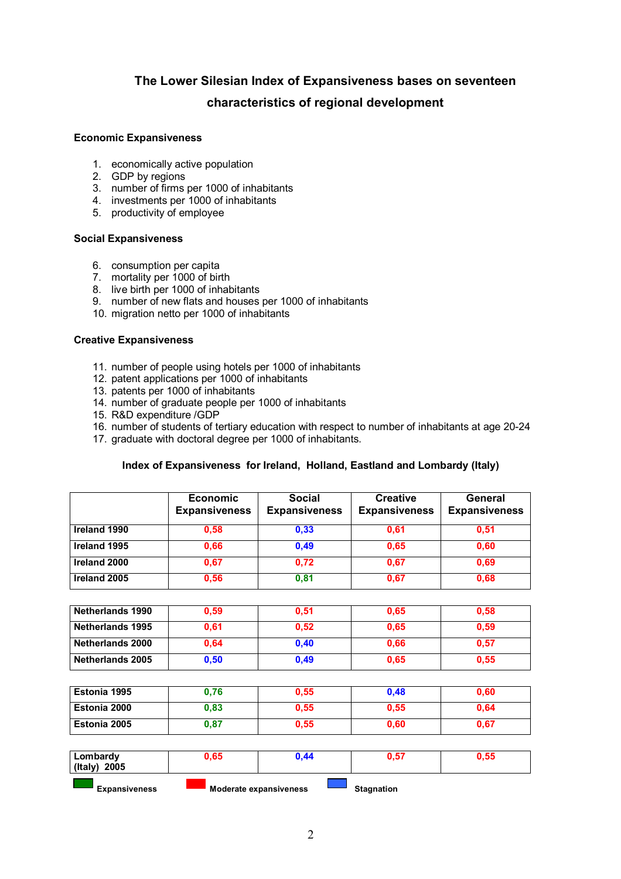# The Lower Silesian Index of Expansiveness bases on seventeen characteristics of regional development

### Economic Expansiveness

1. economically active population
2. GDP by regions
3. number of firms per 1000 of inhabitants
4. investments per 1000 of inhabitants
5. productivity of employee

### Social Expansiveness

6. consumption per capita
7. mortality per 1000 of birth
8. live birth per 1000 of inhabitants
9. number of new flats and houses per 1000 of inhabitants
10. migration netto per 1000 of inhabitants

### Creative Expansiveness

11. number of people using hotels per 1000 of inhabitants
12. patent applications per 1000 of inhabitants
13. patents per 1000 of inhabitants
14. number of graduate people per 1000 of inhabitants
15. R&D expenditure /GDP
16. number of students of tertiary education with respect to number of inhabitants at age 20-24
17. graduate with doctoral degree per 1000 of inhabitants.

**Index of Expansiveness for Ireland, Holland, Eastland and Lombardy (Italy)**

| | Economic Expansiveness | Social Expansiveness | Creative Expansiveness | General Expansiveness |
|---|---|---|---|---|
| **Ireland 1990** | 0,58 | 0,33 | 0,61 | 0,51 |
| **Ireland 1995** | 0,66 | 0,49 | 0,65 | 0,60 |
| **Ireland 2000** | 0,67 | 0,72 | 0,67 | 0,69 |
| **Ireland 2005** | 0,56 | 0,81 | 0,67 | 0,68 |
| **Netherlands 1990** | 0,59 | 0,51 | 0,65 | 0,58 |
| **Netherlands 1995** | 0,61 | 0,52 | 0,65 | 0,59 |
| **Netherlands 2000** | 0,64 | 0,40 | 0,66 | 0,57 |
| **Netherlands 2005** | 0,50 | 0,49 | 0,65 | 0,55 |
| **Estonia 1995** | 0,76 | 0,55 | 0,48 | 0,60 |
| **Estonia 2000** | 0,83 | 0,55 | 0,55 | 0,64 |
| **Estonia 2005** | 0,87 | 0,55 | 0,60 | 0,67 |
| **Lombardy (Italy) 2005** | 0,65 | 0,44 | 0,57 | 0,55 |

**Expansiveness** (green) **Moderate expansiveness** (red) **Stagnation** (blue)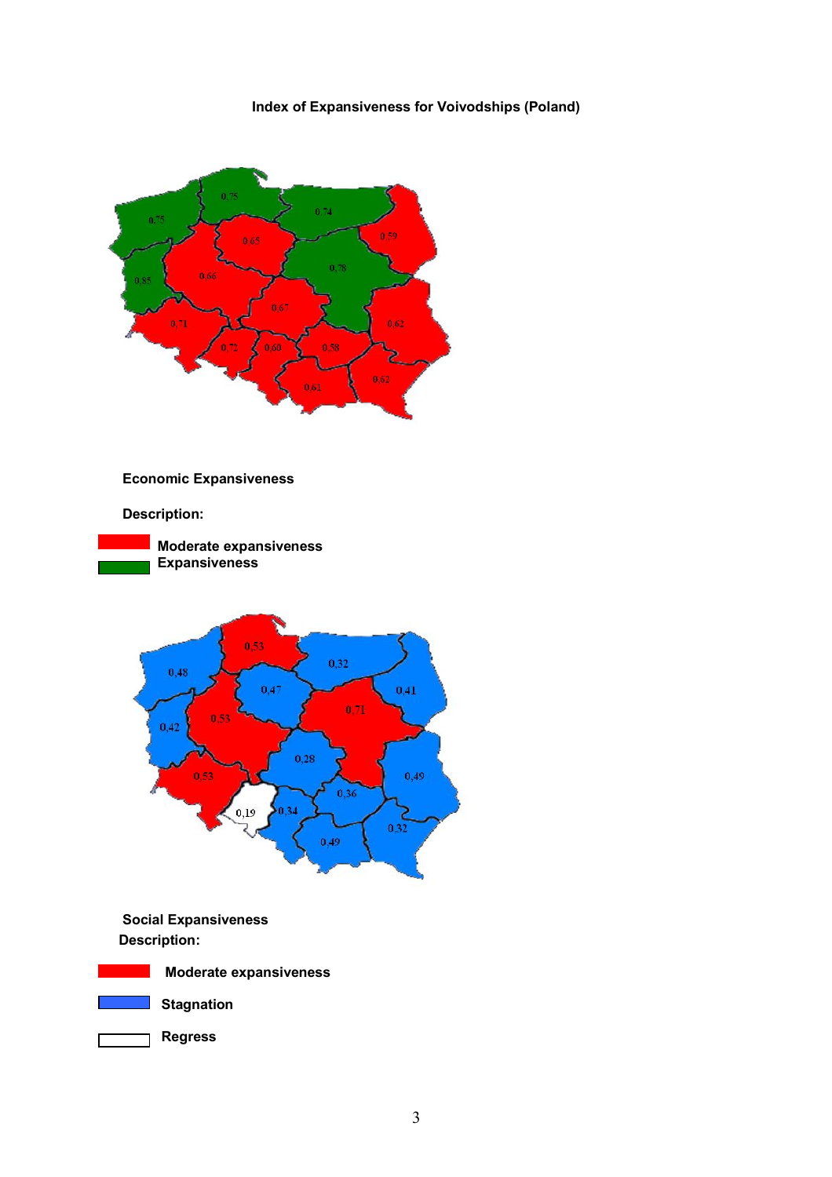**Index of Expansiveness for Voivodships (Poland)**

**Economic Expansiveness**

**Description:**

**Moderate expansiveness**
**Expansiveness**

**Social Expansiveness**
**Description:**

**Moderate expansiveness**

**Stagnation**

**Regress**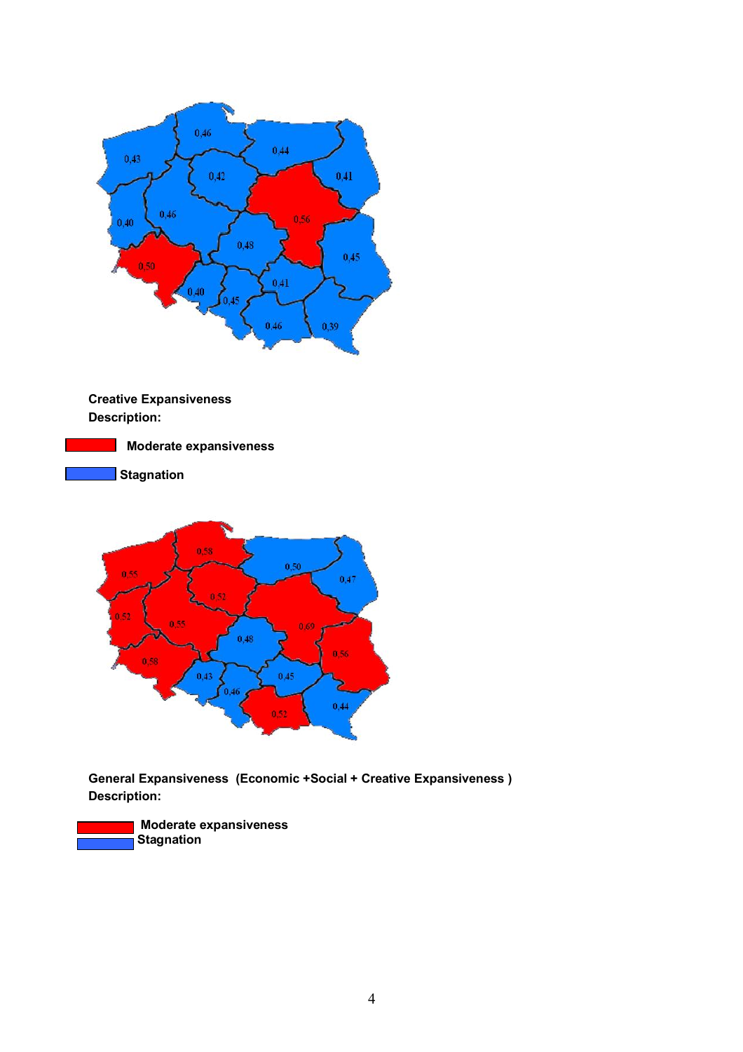0,46
0,43
0,44
0,42
0,41
0,46
0,40
0,56
0,48
0,45
0,50
0,41
0,40
0,45
0,46
0,39

**Creative Expansiveness**
**Description:**

**Moderate expansiveness**

**Stagnation**

0,58
0,55
0,50
0,47
0,52
0,52
0,55
0,69
0,48
0,58
0,56
0,43
0,45
0,46
0,44
0,52

**General Expansiveness (Economic +Social + Creative Expansiveness )**
**Description:**

**Moderate expansiveness**
**Stagnation**